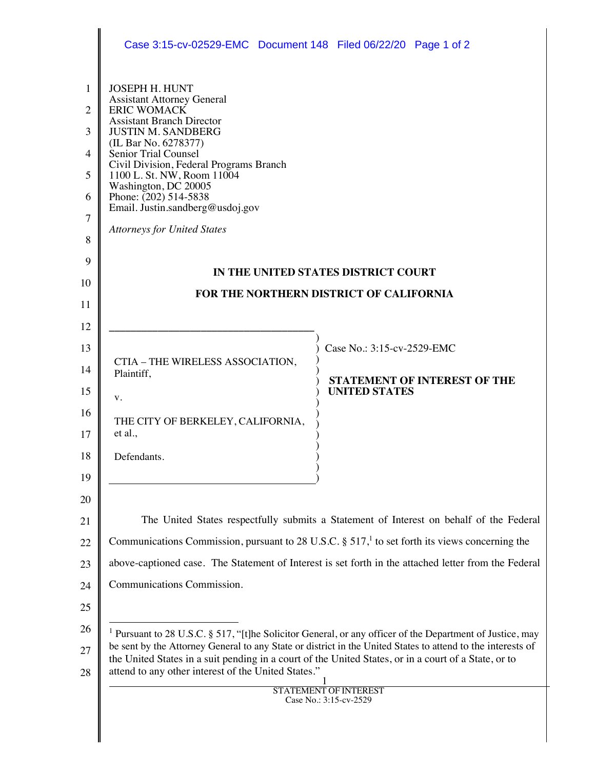JOSEPH H. HUNT
Assistant Attorney General
ERIC WOMACK
Assistant Branch Director
JUSTIN M. SANDBERG
(IL Bar No. 6278377)
Senior Trial Counsel
Civil Division, Federal Programs Branch
1100 L. St. NW, Room 11004
Washington, DC 20005
Phone: (202) 514-5838
Email. Justin.sandberg@usdoj.gov

*Attorneys for United States*

**IN THE UNITED STATES DISTRICT COURT**

**FOR THE NORTHERN DISTRICT OF CALIFORNIA**

| | |
|---|---|
| CTIA – THE WIRELESS ASSOCIATION, Plaintiff,<br><br>v.<br><br>THE CITY OF BERKELEY, CALIFORNIA, et al.,<br><br>Defendants. | Case No.: 3:15-cv-2529-EMC<br><br>**STATEMENT OF INTEREST OF THE UNITED STATES** |

The United States respectfully submits a Statement of Interest on behalf of the Federal Communications Commission, pursuant to 28 U.S.C. § 517,[1] to set forth its views concerning the above-captioned case. The Statement of Interest is set forth in the attached letter from the Federal Communications Commission.

---

[1] Pursuant to 28 U.S.C. § 517, "[t]he Solicitor General, or any officer of the Department of Justice, may be sent by the Attorney General to any State or district in the United States to attend to the interests of the United States in a suit pending in a court of the United States, or in a court of a State, or to attend to any other interest of the United States."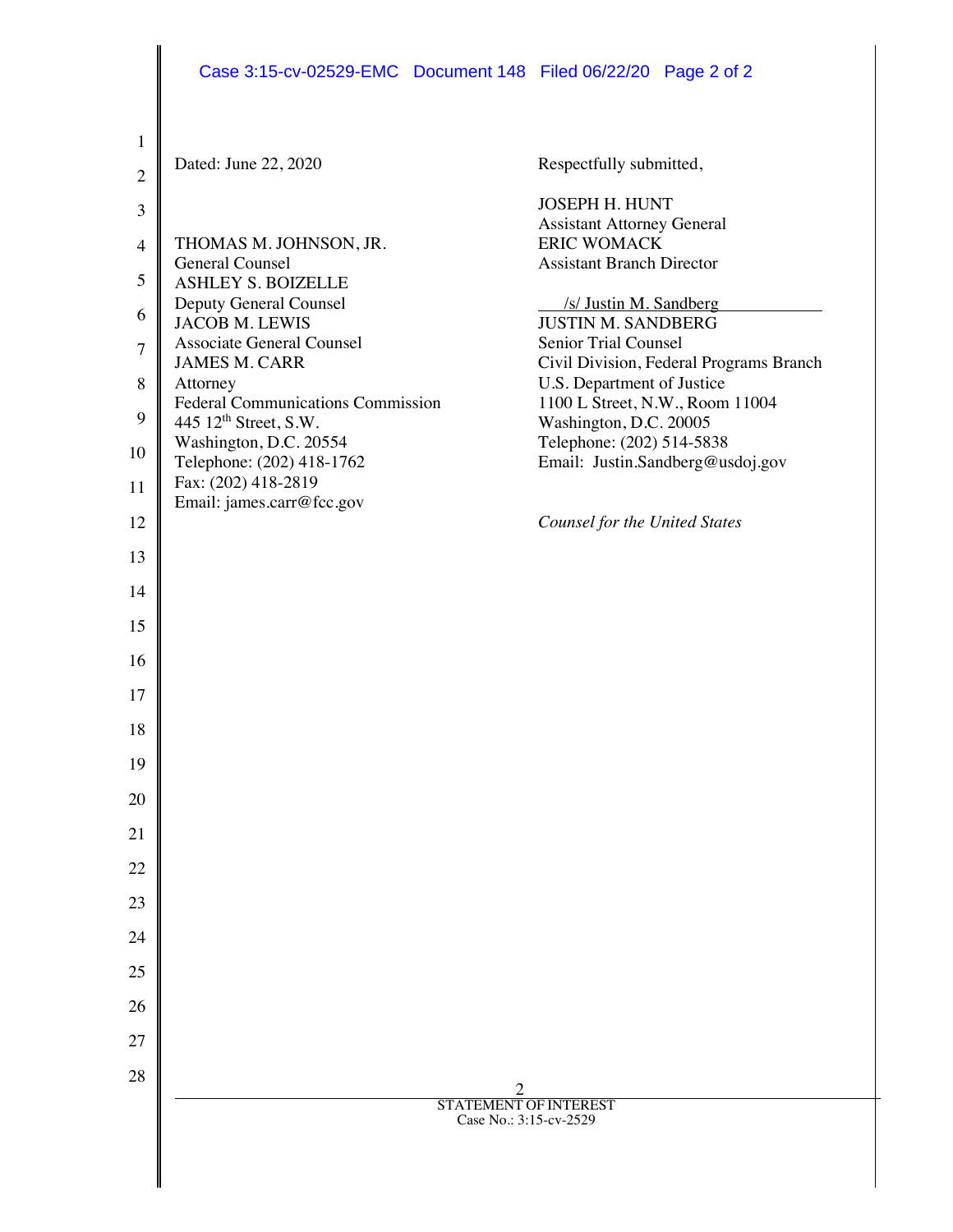Dated: June 22, 2020

THOMAS M. JOHNSON, JR.
General Counsel
ASHLEY S. BOIZELLE
Deputy General Counsel
JACOB M. LEWIS
Associate General Counsel
JAMES M. CARR
Attorney
Federal Communications Commission
445 12th Street, S.W.
Washington, D.C. 20554
Telephone: (202) 418-1762
Fax: (202) 418-2819
Email: james.carr@fcc.gov

Respectfully submitted,

JOSEPH H. HUNT
Assistant Attorney General
ERIC WOMACK
Assistant Branch Director

/s/ Justin M. Sandberg
JUSTIN M. SANDBERG
Senior Trial Counsel
Civil Division, Federal Programs Branch
U.S. Department of Justice
1100 L Street, N.W., Room 11004
Washington, D.C. 20005
Telephone: (202) 514-5838
Email: Justin.Sandberg@usdoj.gov

*Counsel for the United States*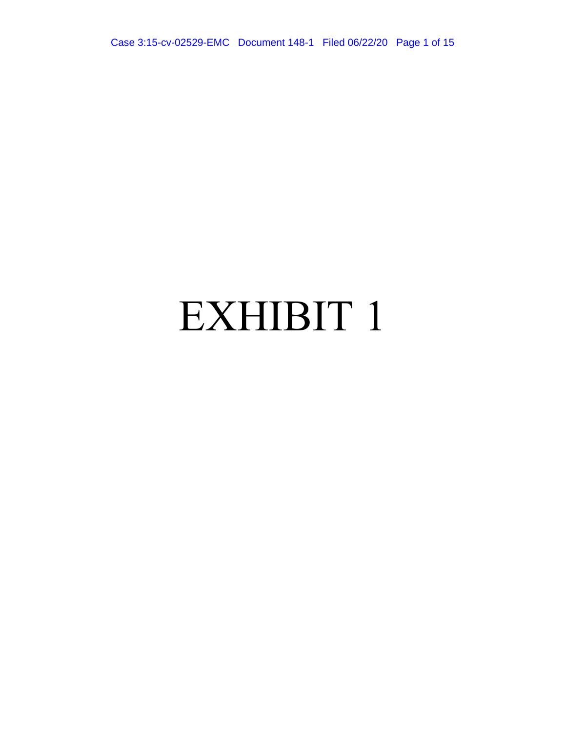# EXHIBIT 1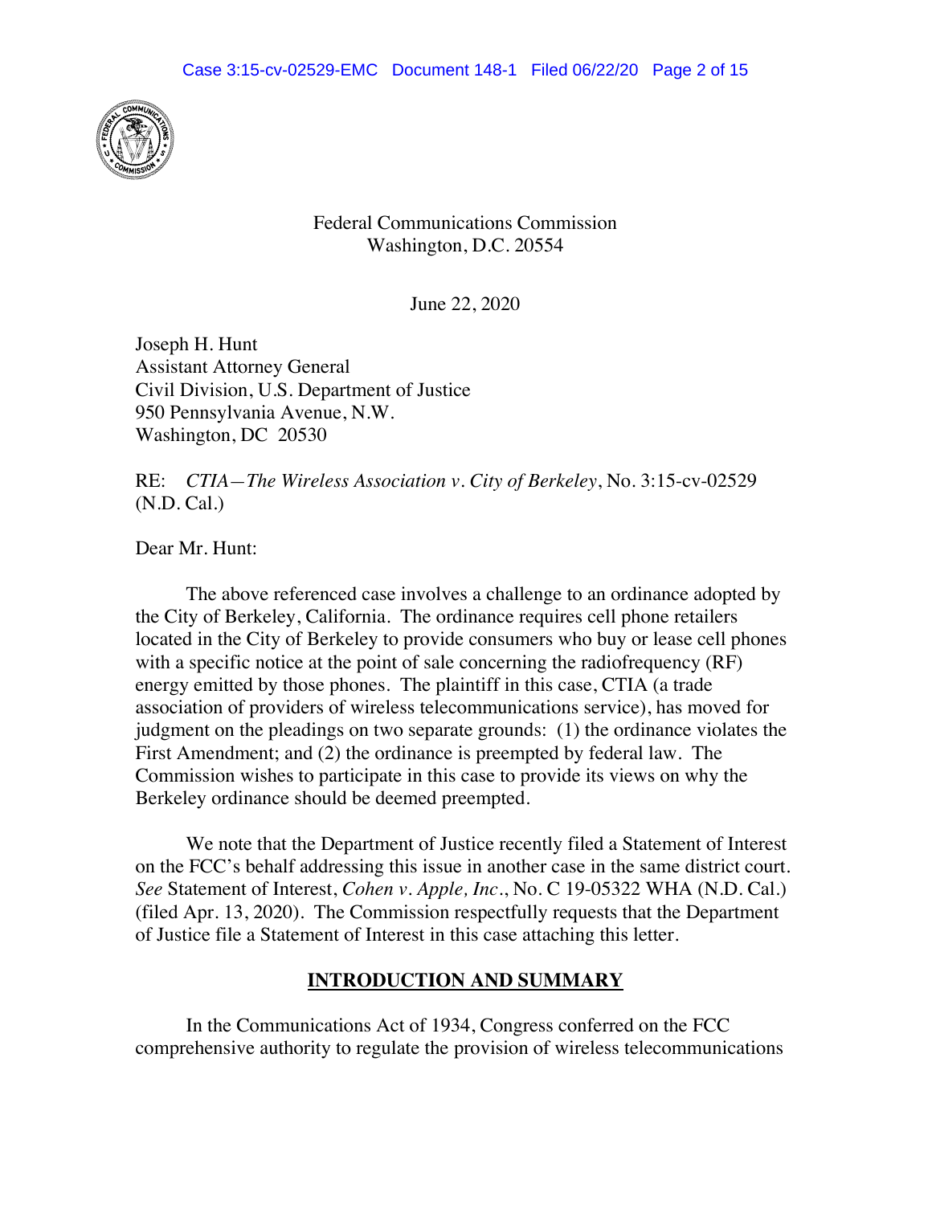Federal Communications Commission
Washington, D.C. 20554

June 22, 2020

Joseph H. Hunt
Assistant Attorney General
Civil Division, U.S. Department of Justice
950 Pennsylvania Avenue, N.W.
Washington, DC 20530

RE: *CTIA—The Wireless Association v. City of Berkeley*, No. 3:15-cv-02529 (N.D. Cal.)

Dear Mr. Hunt:

The above referenced case involves a challenge to an ordinance adopted by the City of Berkeley, California. The ordinance requires cell phone retailers located in the City of Berkeley to provide consumers who buy or lease cell phones with a specific notice at the point of sale concerning the radiofrequency (RF) energy emitted by those phones. The plaintiff in this case, CTIA (a trade association of providers of wireless telecommunications service), has moved for judgment on the pleadings on two separate grounds: (1) the ordinance violates the First Amendment; and (2) the ordinance is preempted by federal law. The Commission wishes to participate in this case to provide its views on why the Berkeley ordinance should be deemed preempted.

We note that the Department of Justice recently filed a Statement of Interest on the FCC's behalf addressing this issue in another case in the same district court. *See* Statement of Interest, *Cohen v. Apple, Inc.*, No. C 19-05322 WHA (N.D. Cal.) (filed Apr. 13, 2020). The Commission respectfully requests that the Department of Justice file a Statement of Interest in this case attaching this letter.

## INTRODUCTION AND SUMMARY

In the Communications Act of 1934, Congress conferred on the FCC comprehensive authority to regulate the provision of wireless telecommunications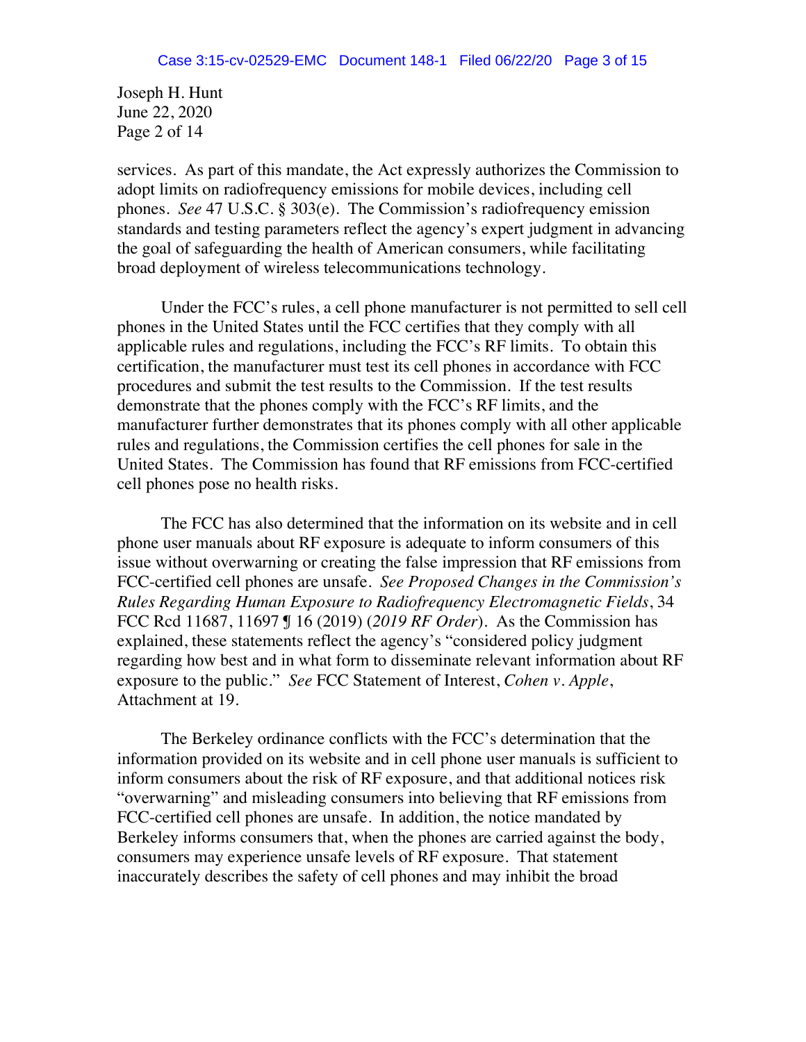services. As part of this mandate, the Act expressly authorizes the Commission to adopt limits on radiofrequency emissions for mobile devices, including cell phones. *See* 47 U.S.C. § 303(e). The Commission's radiofrequency emission standards and testing parameters reflect the agency's expert judgment in advancing the goal of safeguarding the health of American consumers, while facilitating broad deployment of wireless telecommunications technology.

Under the FCC's rules, a cell phone manufacturer is not permitted to sell cell phones in the United States until the FCC certifies that they comply with all applicable rules and regulations, including the FCC's RF limits. To obtain this certification, the manufacturer must test its cell phones in accordance with FCC procedures and submit the test results to the Commission. If the test results demonstrate that the phones comply with the FCC's RF limits, and the manufacturer further demonstrates that its phones comply with all other applicable rules and regulations, the Commission certifies the cell phones for sale in the United States. The Commission has found that RF emissions from FCC-certified cell phones pose no health risks.

The FCC has also determined that the information on its website and in cell phone user manuals about RF exposure is adequate to inform consumers of this issue without overwarning or creating the false impression that RF emissions from FCC-certified cell phones are unsafe. *See Proposed Changes in the Commission's Rules Regarding Human Exposure to Radiofrequency Electromagnetic Fields*, 34 FCC Rcd 11687, 11697 ¶ 16 (2019) (*2019 RF Order*). As the Commission has explained, these statements reflect the agency's "considered policy judgment regarding how best and in what form to disseminate relevant information about RF exposure to the public." *See* FCC Statement of Interest, *Cohen v. Apple*, Attachment at 19.

The Berkeley ordinance conflicts with the FCC's determination that the information provided on its website and in cell phone user manuals is sufficient to inform consumers about the risk of RF exposure, and that additional notices risk "overwarning" and misleading consumers into believing that RF emissions from FCC-certified cell phones are unsafe. In addition, the notice mandated by Berkeley informs consumers that, when the phones are carried against the body, consumers may experience unsafe levels of RF exposure. That statement inaccurately describes the safety of cell phones and may inhibit the broad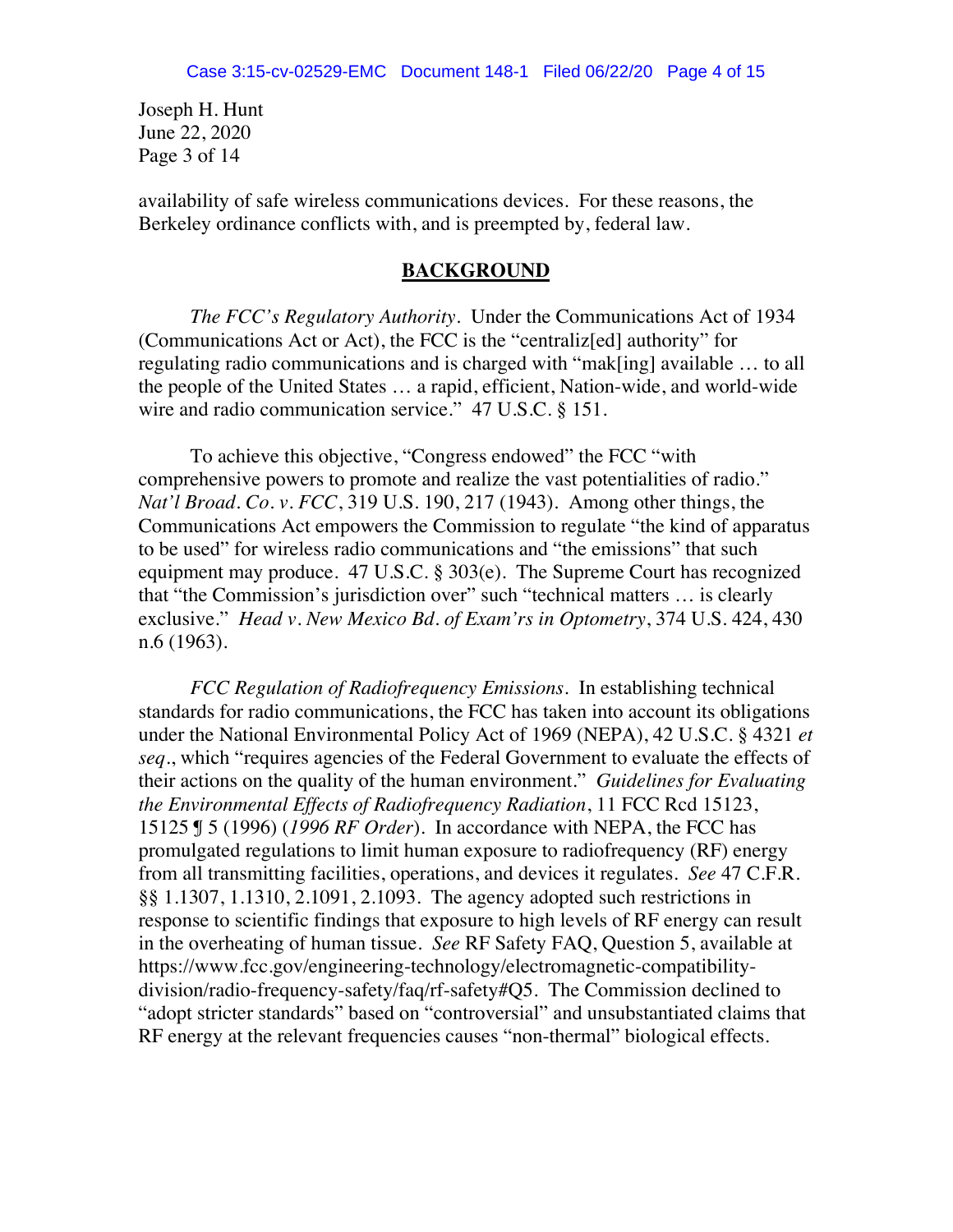availability of safe wireless communications devices. For these reasons, the Berkeley ordinance conflicts with, and is preempted by, federal law.

## BACKGROUND

*The FCC's Regulatory Authority*. Under the Communications Act of 1934 (Communications Act or Act), the FCC is the "centraliz[ed] authority" for regulating radio communications and is charged with "mak[ing] available … to all the people of the United States … a rapid, efficient, Nation-wide, and world-wide wire and radio communication service." 47 U.S.C. § 151.

To achieve this objective, "Congress endowed" the FCC "with comprehensive powers to promote and realize the vast potentialities of radio." *Nat'l Broad. Co. v. FCC*, 319 U.S. 190, 217 (1943). Among other things, the Communications Act empowers the Commission to regulate "the kind of apparatus to be used" for wireless radio communications and "the emissions" that such equipment may produce. 47 U.S.C. § 303(e). The Supreme Court has recognized that "the Commission's jurisdiction over" such "technical matters … is clearly exclusive." *Head v. New Mexico Bd. of Exam'rs in Optometry*, 374 U.S. 424, 430 n.6 (1963).

*FCC Regulation of Radiofrequency Emissions*. In establishing technical standards for radio communications, the FCC has taken into account its obligations under the National Environmental Policy Act of 1969 (NEPA), 42 U.S.C. § 4321 *et seq*., which "requires agencies of the Federal Government to evaluate the effects of their actions on the quality of the human environment." *Guidelines for Evaluating the Environmental Effects of Radiofrequency Radiation*, 11 FCC Rcd 15123, 15125 ¶ 5 (1996) (*1996 RF Order*). In accordance with NEPA, the FCC has promulgated regulations to limit human exposure to radiofrequency (RF) energy from all transmitting facilities, operations, and devices it regulates. *See* 47 C.F.R. §§ 1.1307, 1.1310, 2.1091, 2.1093. The agency adopted such restrictions in response to scientific findings that exposure to high levels of RF energy can result in the overheating of human tissue. *See* RF Safety FAQ, Question 5, available at https://www.fcc.gov/engineering-technology/electromagnetic-compatibility-division/radio-frequency-safety/faq/rf-safety#Q5. The Commission declined to "adopt stricter standards" based on "controversial" and unsubstantiated claims that RF energy at the relevant frequencies causes "non-thermal" biological effects.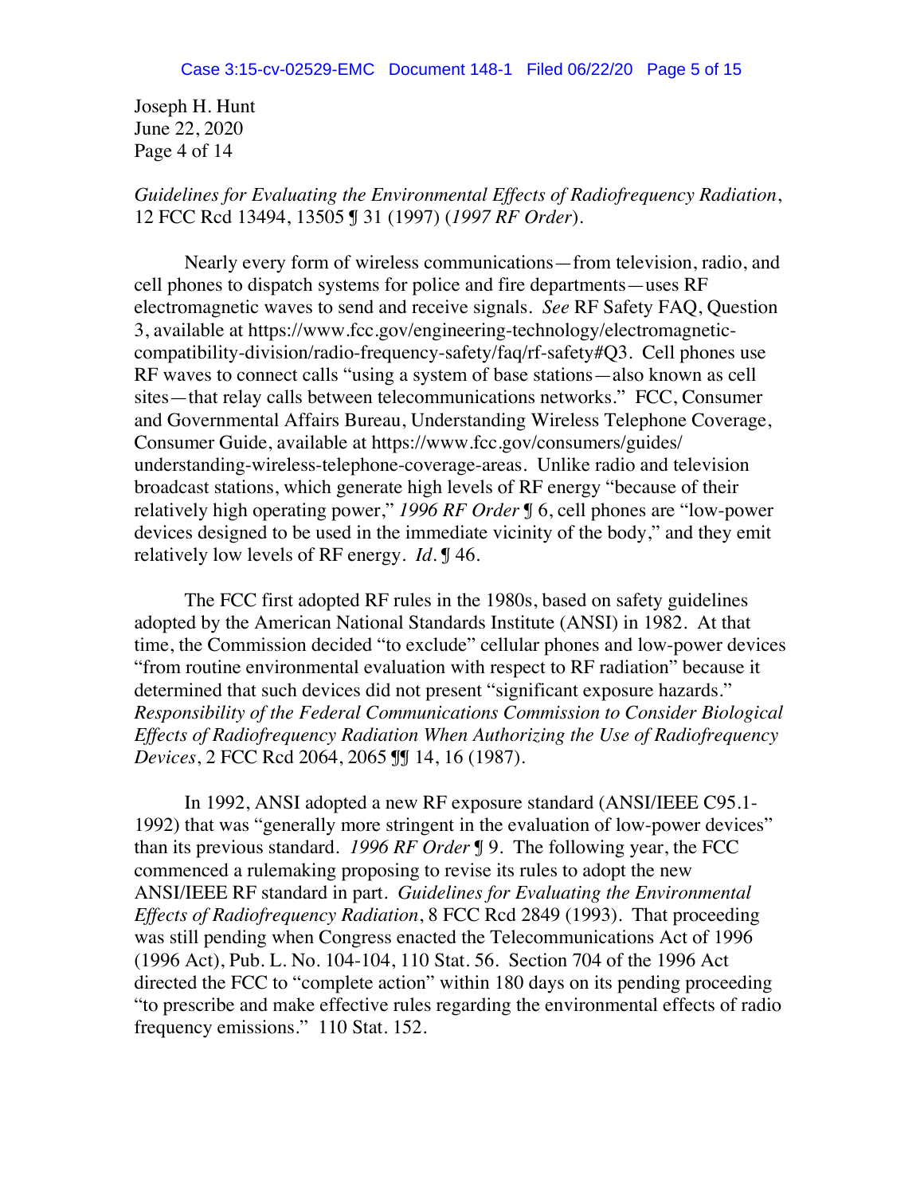*Guidelines for Evaluating the Environmental Effects of Radiofrequency Radiation*, 12 FCC Rcd 13494, 13505 ¶ 31 (1997) (*1997 RF Order*).

Nearly every form of wireless communications—from television, radio, and cell phones to dispatch systems for police and fire departments—uses RF electromagnetic waves to send and receive signals. *See* RF Safety FAQ, Question 3, available at https://www.fcc.gov/engineering-technology/electromagnetic-compatibility-division/radio-frequency-safety/faq/rf-safety#Q3. Cell phones use RF waves to connect calls "using a system of base stations—also known as cell sites—that relay calls between telecommunications networks." FCC, Consumer and Governmental Affairs Bureau, Understanding Wireless Telephone Coverage, Consumer Guide, available at https://www.fcc.gov/consumers/guides/understanding-wireless-telephone-coverage-areas. Unlike radio and television broadcast stations, which generate high levels of RF energy "because of their relatively high operating power," *1996 RF Order* ¶ 6, cell phones are "low-power devices designed to be used in the immediate vicinity of the body," and they emit relatively low levels of RF energy. *Id.* ¶ 46.

The FCC first adopted RF rules in the 1980s, based on safety guidelines adopted by the American National Standards Institute (ANSI) in 1982. At that time, the Commission decided "to exclude" cellular phones and low-power devices "from routine environmental evaluation with respect to RF radiation" because it determined that such devices did not present "significant exposure hazards." *Responsibility of the Federal Communications Commission to Consider Biological Effects of Radiofrequency Radiation When Authorizing the Use of Radiofrequency Devices*, 2 FCC Rcd 2064, 2065 ¶¶ 14, 16 (1987).

In 1992, ANSI adopted a new RF exposure standard (ANSI/IEEE C95.1-1992) that was "generally more stringent in the evaluation of low-power devices" than its previous standard. *1996 RF Order* ¶ 9. The following year, the FCC commenced a rulemaking proposing to revise its rules to adopt the new ANSI/IEEE RF standard in part. *Guidelines for Evaluating the Environmental Effects of Radiofrequency Radiation*, 8 FCC Rcd 2849 (1993). That proceeding was still pending when Congress enacted the Telecommunications Act of 1996 (1996 Act), Pub. L. No. 104-104, 110 Stat. 56. Section 704 of the 1996 Act directed the FCC to "complete action" within 180 days on its pending proceeding "to prescribe and make effective rules regarding the environmental effects of radio frequency emissions." 110 Stat. 152.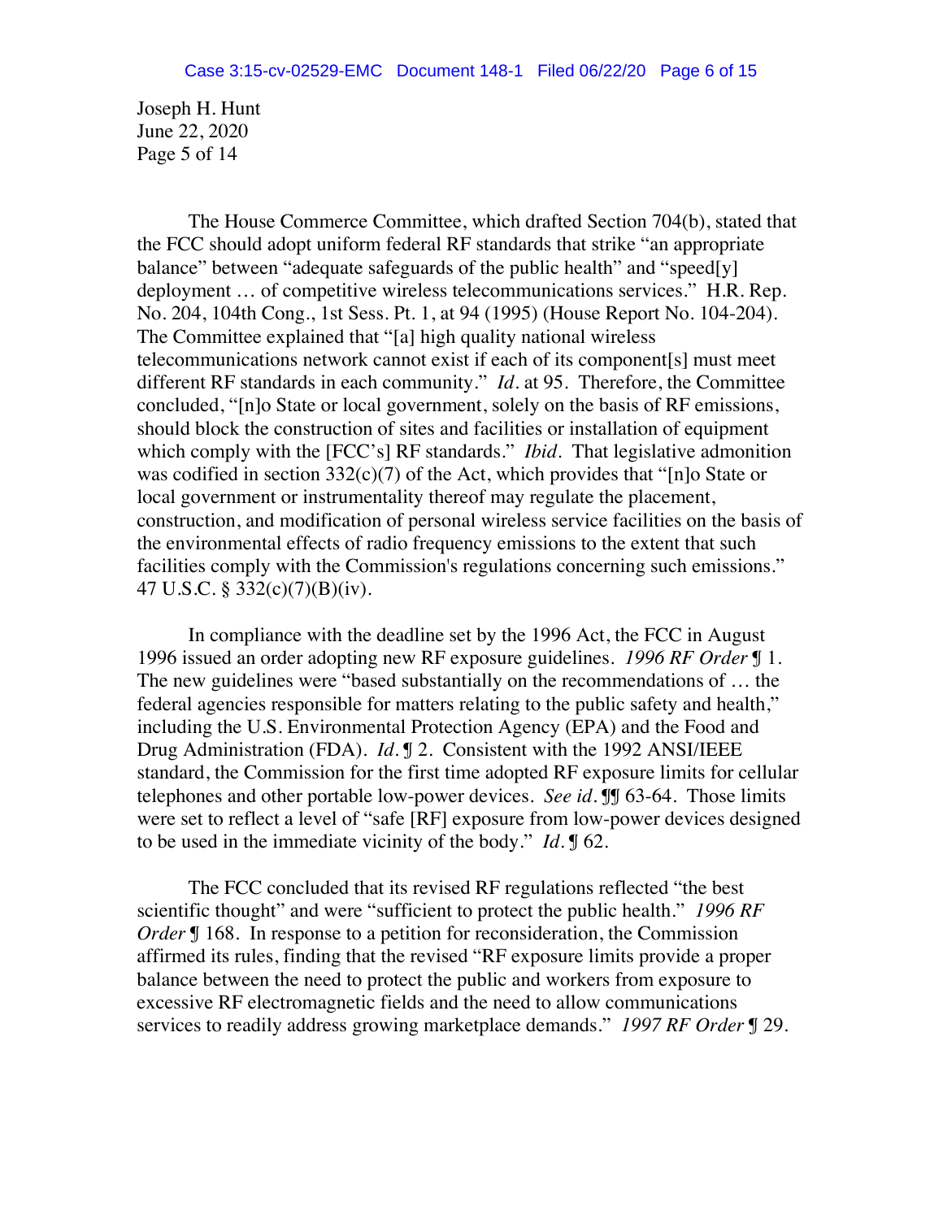The House Commerce Committee, which drafted Section 704(b), stated that the FCC should adopt uniform federal RF standards that strike "an appropriate balance" between "adequate safeguards of the public health" and "speed[y] deployment … of competitive wireless telecommunications services." H.R. Rep. No. 204, 104th Cong., 1st Sess. Pt. 1, at 94 (1995) (House Report No. 104-204). The Committee explained that "[a] high quality national wireless telecommunications network cannot exist if each of its component[s] must meet different RF standards in each community." *Id.* at 95. Therefore, the Committee concluded, "[n]o State or local government, solely on the basis of RF emissions, should block the construction of sites and facilities or installation of equipment which comply with the [FCC's] RF standards." *Ibid.* That legislative admonition was codified in section 332(c)(7) of the Act, which provides that "[n]o State or local government or instrumentality thereof may regulate the placement, construction, and modification of personal wireless service facilities on the basis of the environmental effects of radio frequency emissions to the extent that such facilities comply with the Commission's regulations concerning such emissions." 47 U.S.C. § 332(c)(7)(B)(iv).

In compliance with the deadline set by the 1996 Act, the FCC in August 1996 issued an order adopting new RF exposure guidelines. *1996 RF Order* ¶ 1. The new guidelines were "based substantially on the recommendations of … the federal agencies responsible for matters relating to the public safety and health," including the U.S. Environmental Protection Agency (EPA) and the Food and Drug Administration (FDA). *Id.* ¶ 2. Consistent with the 1992 ANSI/IEEE standard, the Commission for the first time adopted RF exposure limits for cellular telephones and other portable low-power devices. *See id.* ¶¶ 63-64. Those limits were set to reflect a level of "safe [RF] exposure from low-power devices designed to be used in the immediate vicinity of the body." *Id.* ¶ 62.

The FCC concluded that its revised RF regulations reflected "the best scientific thought" and were "sufficient to protect the public health." *1996 RF Order* ¶ 168. In response to a petition for reconsideration, the Commission affirmed its rules, finding that the revised "RF exposure limits provide a proper balance between the need to protect the public and workers from exposure to excessive RF electromagnetic fields and the need to allow communications services to readily address growing marketplace demands." *1997 RF Order* ¶ 29.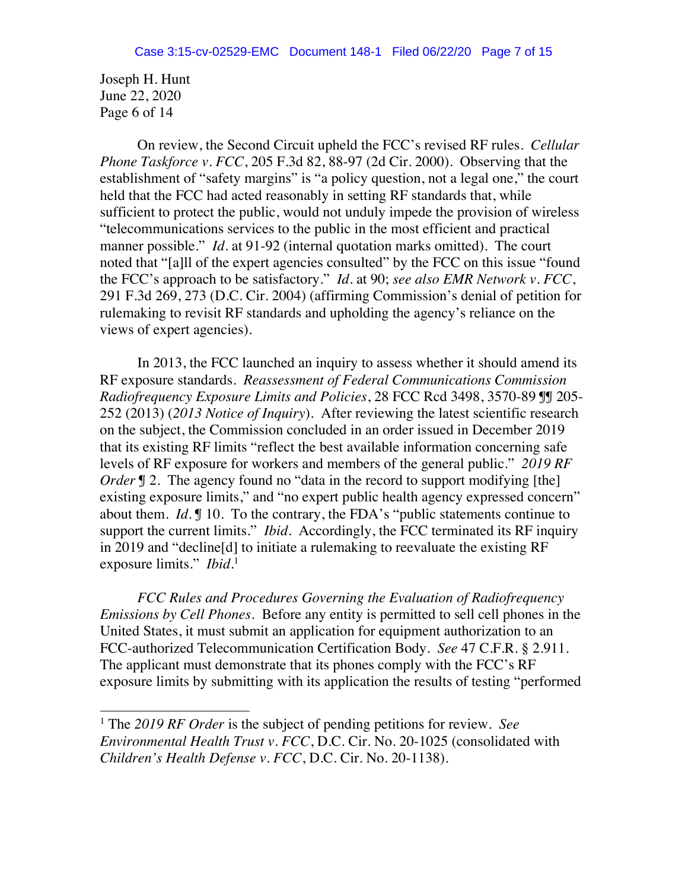On review, the Second Circuit upheld the FCC's revised RF rules. *Cellular Phone Taskforce v. FCC*, 205 F.3d 82, 88-97 (2d Cir. 2000). Observing that the establishment of "safety margins" is "a policy question, not a legal one," the court held that the FCC had acted reasonably in setting RF standards that, while sufficient to protect the public, would not unduly impede the provision of wireless "telecommunications services to the public in the most efficient and practical manner possible." *Id.* at 91-92 (internal quotation marks omitted). The court noted that "[a]ll of the expert agencies consulted" by the FCC on this issue "found the FCC's approach to be satisfactory." *Id.* at 90; *see also EMR Network v. FCC*, 291 F.3d 269, 273 (D.C. Cir. 2004) (affirming Commission's denial of petition for rulemaking to revisit RF standards and upholding the agency's reliance on the views of expert agencies).

In 2013, the FCC launched an inquiry to assess whether it should amend its RF exposure standards. *Reassessment of Federal Communications Commission Radiofrequency Exposure Limits and Policies*, 28 FCC Rcd 3498, 3570-89 ¶¶ 205-252 (2013) (*2013 Notice of Inquiry*). After reviewing the latest scientific research on the subject, the Commission concluded in an order issued in December 2019 that its existing RF limits "reflect the best available information concerning safe levels of RF exposure for workers and members of the general public." *2019 RF Order* ¶ 2. The agency found no "data in the record to support modifying [the] existing exposure limits," and "no expert public health agency expressed concern" about them. *Id.* ¶ 10. To the contrary, the FDA's "public statements continue to support the current limits." *Ibid.* Accordingly, the FCC terminated its RF inquiry in 2019 and "decline[d] to initiate a rulemaking to reevaluate the existing RF exposure limits." *Ibid.*[1]

*FCC Rules and Procedures Governing the Evaluation of Radiofrequency Emissions by Cell Phones.* Before any entity is permitted to sell cell phones in the United States, it must submit an application for equipment authorization to an FCC-authorized Telecommunication Certification Body. *See* 47 C.F.R. § 2.911. The applicant must demonstrate that its phones comply with the FCC's RF exposure limits by submitting with its application the results of testing "performed

[1] The *2019 RF Order* is the subject of pending petitions for review. *See Environmental Health Trust v. FCC*, D.C. Cir. No. 20-1025 (consolidated with *Children's Health Defense v. FCC*, D.C. Cir. No. 20-1138).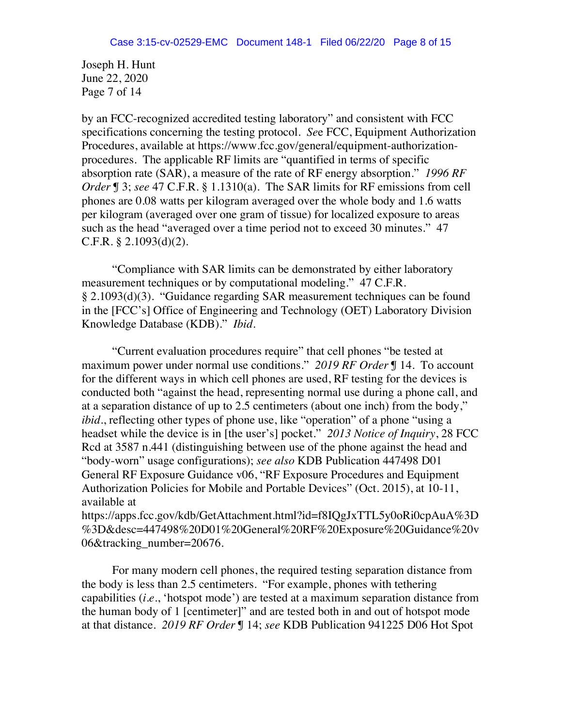by an FCC-recognized accredited testing laboratory" and consistent with FCC specifications concerning the testing protocol. *See* FCC, Equipment Authorization Procedures, available at https://www.fcc.gov/general/equipment-authorization-procedures. The applicable RF limits are "quantified in terms of specific absorption rate (SAR), a measure of the rate of RF energy absorption." *1996 RF Order* ¶ 3; *see* 47 C.F.R. § 1.1310(a). The SAR limits for RF emissions from cell phones are 0.08 watts per kilogram averaged over the whole body and 1.6 watts per kilogram (averaged over one gram of tissue) for localized exposure to areas such as the head "averaged over a time period not to exceed 30 minutes." 47 C.F.R. § 2.1093(d)(2).

"Compliance with SAR limits can be demonstrated by either laboratory measurement techniques or by computational modeling." 47 C.F.R. § 2.1093(d)(3). "Guidance regarding SAR measurement techniques can be found in the [FCC's] Office of Engineering and Technology (OET) Laboratory Division Knowledge Database (KDB)." *Ibid.*

"Current evaluation procedures require" that cell phones "be tested at maximum power under normal use conditions." *2019 RF Order* ¶ 14. To account for the different ways in which cell phones are used, RF testing for the devices is conducted both "against the head, representing normal use during a phone call, and at a separation distance of up to 2.5 centimeters (about one inch) from the body," *ibid.*, reflecting other types of phone use, like "operation" of a phone "using a headset while the device is in [the user's] pocket." *2013 Notice of Inquiry*, 28 FCC Rcd at 3587 n.441 (distinguishing between use of the phone against the head and "body-worn" usage configurations); *see also* KDB Publication 447498 D01 General RF Exposure Guidance v06, "RF Exposure Procedures and Equipment Authorization Policies for Mobile and Portable Devices" (Oct. 2015), at 10-11, available at https://apps.fcc.gov/kdb/GetAttachment.html?id=f8IQgJxTTL5y0oRi0cpAuA%3D%3D&desc=447498%20D01%20General%20RF%20Exposure%20Guidance%20v06&tracking_number=20676.

For many modern cell phones, the required testing separation distance from the body is less than 2.5 centimeters. "For example, phones with tethering capabilities (*i.e.*, 'hotspot mode') are tested at a maximum separation distance from the human body of 1 [centimeter]" and are tested both in and out of hotspot mode at that distance. *2019 RF Order* ¶ 14; *see* KDB Publication 941225 D06 Hot Spot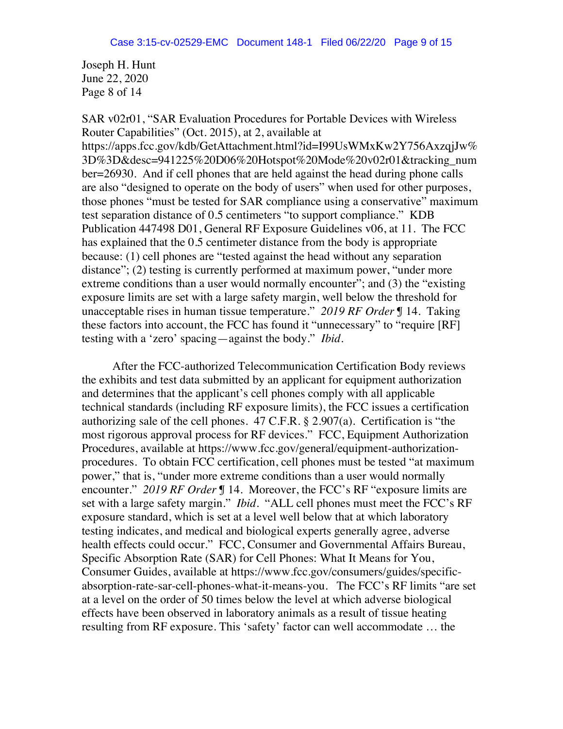SAR v02r01, "SAR Evaluation Procedures for Portable Devices with Wireless Router Capabilities" (Oct. 2015), at 2, available at https://apps.fcc.gov/kdb/GetAttachment.html?id=I99UsWMxKw2Y756AxzqjJw%3D%3D&desc=941225%20D06%20Hotspot%20Mode%20v02r01&tracking_number=26930. And if cell phones that are held against the head during phone calls are also "designed to operate on the body of users" when used for other purposes, those phones "must be tested for SAR compliance using a conservative" maximum test separation distance of 0.5 centimeters "to support compliance." KDB Publication 447498 D01, General RF Exposure Guidelines v06, at 11. The FCC has explained that the 0.5 centimeter distance from the body is appropriate because: (1) cell phones are "tested against the head without any separation distance"; (2) testing is currently performed at maximum power, "under more extreme conditions than a user would normally encounter"; and (3) the "existing exposure limits are set with a large safety margin, well below the threshold for unacceptable rises in human tissue temperature." *2019 RF Order* ¶ 14. Taking these factors into account, the FCC has found it "unnecessary" to "require [RF] testing with a 'zero' spacing—against the body." *Ibid.*

After the FCC-authorized Telecommunication Certification Body reviews the exhibits and test data submitted by an applicant for equipment authorization and determines that the applicant's cell phones comply with all applicable technical standards (including RF exposure limits), the FCC issues a certification authorizing sale of the cell phones. 47 C.F.R. § 2.907(a). Certification is "the most rigorous approval process for RF devices." FCC, Equipment Authorization Procedures, available at https://www.fcc.gov/general/equipment-authorization-procedures. To obtain FCC certification, cell phones must be tested "at maximum power," that is, "under more extreme conditions than a user would normally encounter." *2019 RF Order* ¶ 14. Moreover, the FCC's RF "exposure limits are set with a large safety margin." *Ibid.* "ALL cell phones must meet the FCC's RF exposure standard, which is set at a level well below that at which laboratory testing indicates, and medical and biological experts generally agree, adverse health effects could occur." FCC, Consumer and Governmental Affairs Bureau, Specific Absorption Rate (SAR) for Cell Phones: What It Means for You, Consumer Guides, available at https://www.fcc.gov/consumers/guides/specific-absorption-rate-sar-cell-phones-what-it-means-you. The FCC's RF limits "are set at a level on the order of 50 times below the level at which adverse biological effects have been observed in laboratory animals as a result of tissue heating resulting from RF exposure. This 'safety' factor can well accommodate … the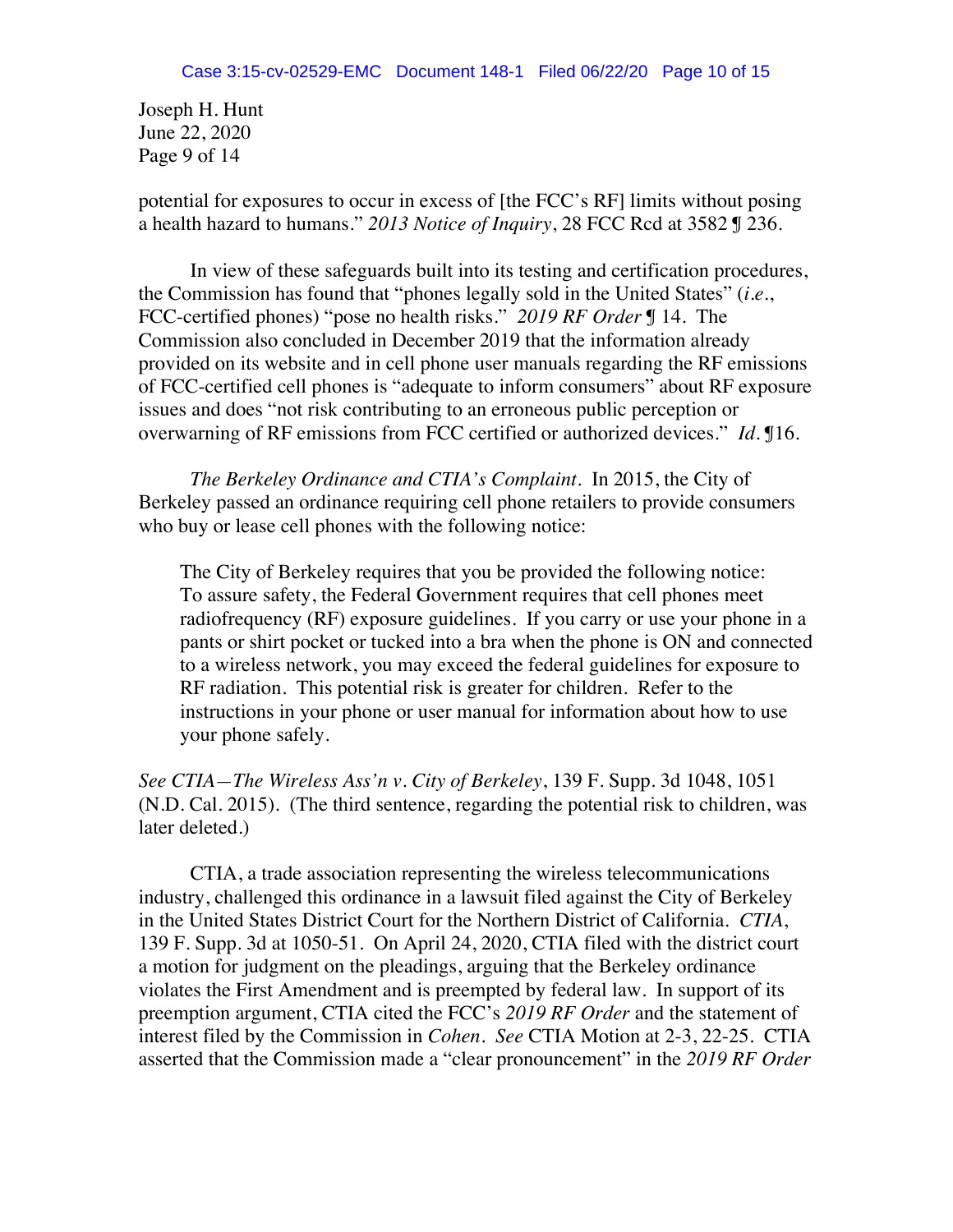potential for exposures to occur in excess of [the FCC's RF] limits without posing a health hazard to humans." *2013 Notice of Inquiry*, 28 FCC Rcd at 3582 ¶ 236.

In view of these safeguards built into its testing and certification procedures, the Commission has found that "phones legally sold in the United States" (*i.e.*, FCC-certified phones) "pose no health risks." *2019 RF Order* ¶ 14. The Commission also concluded in December 2019 that the information already provided on its website and in cell phone user manuals regarding the RF emissions of FCC-certified cell phones is "adequate to inform consumers" about RF exposure issues and does "not risk contributing to an erroneous public perception or overwarning of RF emissions from FCC certified or authorized devices." *Id.* ¶16.

*The Berkeley Ordinance and CTIA's Complaint*. In 2015, the City of Berkeley passed an ordinance requiring cell phone retailers to provide consumers who buy or lease cell phones with the following notice:

> The City of Berkeley requires that you be provided the following notice: To assure safety, the Federal Government requires that cell phones meet radiofrequency (RF) exposure guidelines. If you carry or use your phone in a pants or shirt pocket or tucked into a bra when the phone is ON and connected to a wireless network, you may exceed the federal guidelines for exposure to RF radiation. This potential risk is greater for children. Refer to the instructions in your phone or user manual for information about how to use your phone safely.

*See CTIA—The Wireless Ass'n v. City of Berkeley*, 139 F. Supp. 3d 1048, 1051 (N.D. Cal. 2015). (The third sentence, regarding the potential risk to children, was later deleted.)

CTIA, a trade association representing the wireless telecommunications industry, challenged this ordinance in a lawsuit filed against the City of Berkeley in the United States District Court for the Northern District of California. *CTIA*, 139 F. Supp. 3d at 1050-51. On April 24, 2020, CTIA filed with the district court a motion for judgment on the pleadings, arguing that the Berkeley ordinance violates the First Amendment and is preempted by federal law. In support of its preemption argument, CTIA cited the FCC's *2019 RF Order* and the statement of interest filed by the Commission in *Cohen*. *See* CTIA Motion at 2-3, 22-25. CTIA asserted that the Commission made a "clear pronouncement" in the *2019 RF Order*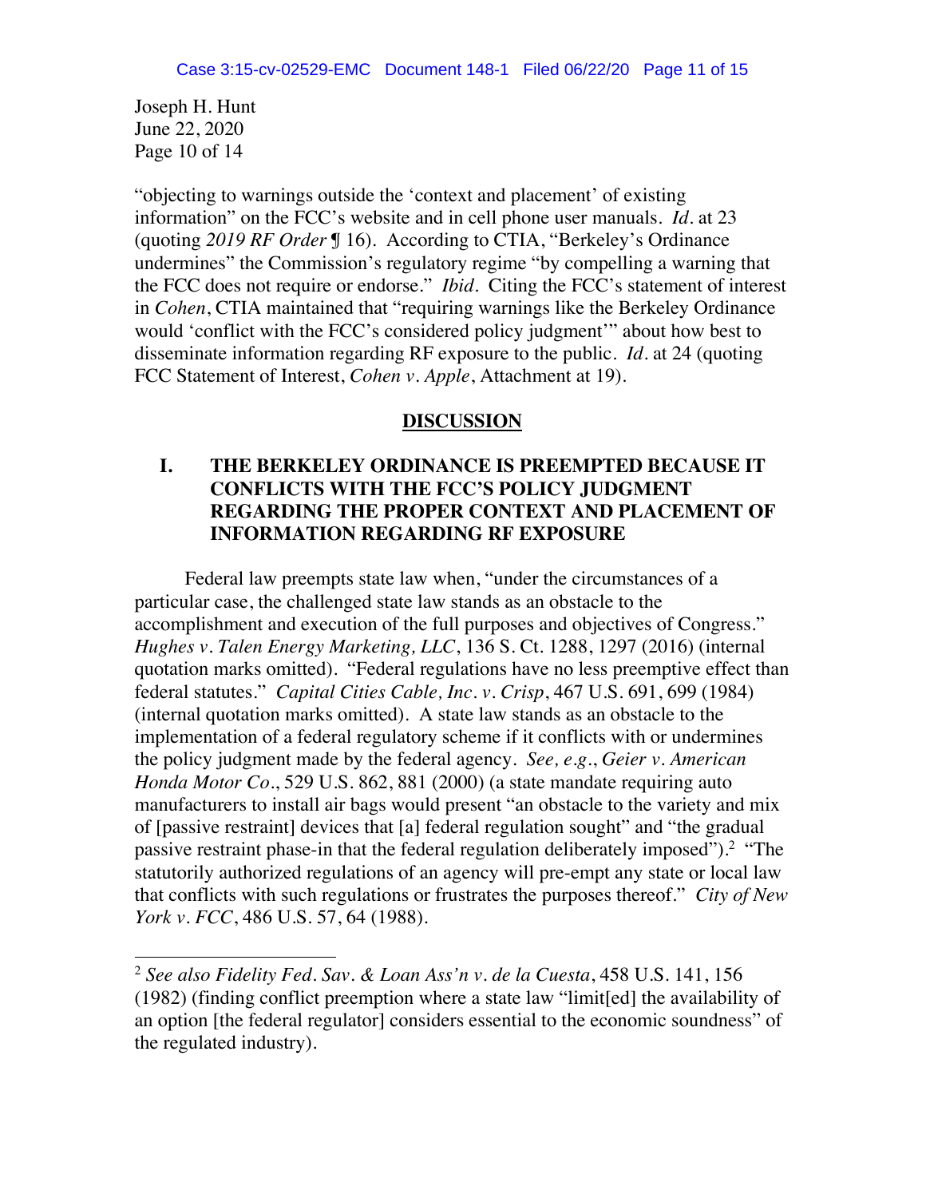Joseph H. Hunt
June 22, 2020
Page 10 of 14

"objecting to warnings outside the 'context and placement' of existing information" on the FCC's website and in cell phone user manuals. *Id.* at 23 (quoting *2019 RF Order* ¶ 16). According to CTIA, "Berkeley's Ordinance undermines" the Commission's regulatory regime "by compelling a warning that the FCC does not require or endorse." *Ibid.* Citing the FCC's statement of interest in *Cohen*, CTIA maintained that "requiring warnings like the Berkeley Ordinance would 'conflict with the FCC's considered policy judgment'" about how best to disseminate information regarding RF exposure to the public. *Id.* at 24 (quoting FCC Statement of Interest, *Cohen v. Apple*, Attachment at 19).

## DISCUSSION

### I. THE BERKELEY ORDINANCE IS PREEMPTED BECAUSE IT CONFLICTS WITH THE FCC'S POLICY JUDGMENT REGARDING THE PROPER CONTEXT AND PLACEMENT OF INFORMATION REGARDING RF EXPOSURE

Federal law preempts state law when, "under the circumstances of a particular case, the challenged state law stands as an obstacle to the accomplishment and execution of the full purposes and objectives of Congress." *Hughes v. Talen Energy Marketing, LLC*, 136 S. Ct. 1288, 1297 (2016) (internal quotation marks omitted). "Federal regulations have no less preemptive effect than federal statutes." *Capital Cities Cable, Inc. v. Crisp*, 467 U.S. 691, 699 (1984) (internal quotation marks omitted). A state law stands as an obstacle to the implementation of a federal regulatory scheme if it conflicts with or undermines the policy judgment made by the federal agency. *See, e.g.*, *Geier v. American Honda Motor Co.*, 529 U.S. 862, 881 (2000) (a state mandate requiring auto manufacturers to install air bags would present "an obstacle to the variety and mix of [passive restraint] devices that [a] federal regulation sought" and "the gradual passive restraint phase-in that the federal regulation deliberately imposed").[2] "The statutorily authorized regulations of an agency will pre-empt any state or local law that conflicts with such regulations or frustrates the purposes thereof." *City of New York v. FCC*, 486 U.S. 57, 64 (1988).

---

[2] *See also Fidelity Fed. Sav. & Loan Ass'n v. de la Cuesta*, 458 U.S. 141, 156 (1982) (finding conflict preemption where a state law "limit[ed] the availability of an option [the federal regulator] considers essential to the economic soundness" of the regulated industry).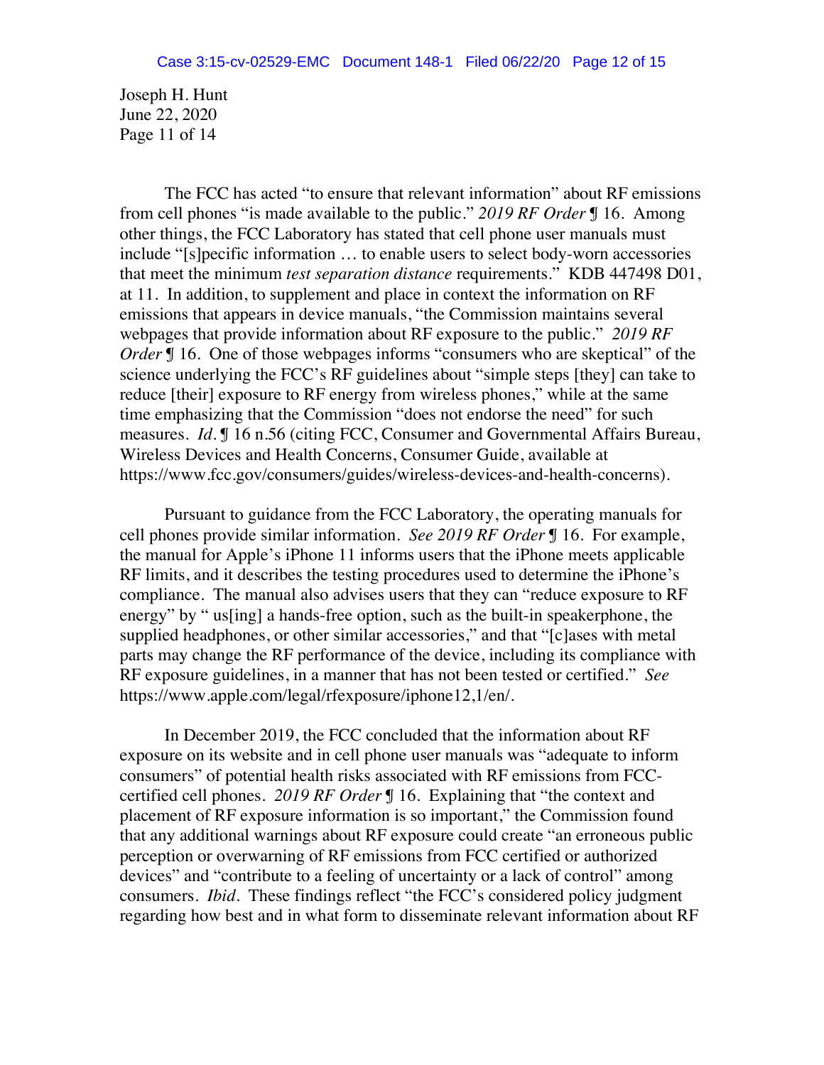The FCC has acted "to ensure that relevant information" about RF emissions from cell phones "is made available to the public." *2019 RF Order* ¶ 16. Among other things, the FCC Laboratory has stated that cell phone user manuals must include "[s]pecific information … to enable users to select body-worn accessories that meet the minimum *test separation distance* requirements." KDB 447498 D01, at 11. In addition, to supplement and place in context the information on RF emissions that appears in device manuals, "the Commission maintains several webpages that provide information about RF exposure to the public." *2019 RF Order* ¶ 16. One of those webpages informs "consumers who are skeptical" of the science underlying the FCC's RF guidelines about "simple steps [they] can take to reduce [their] exposure to RF energy from wireless phones," while at the same time emphasizing that the Commission "does not endorse the need" for such measures. *Id.* ¶ 16 n.56 (citing FCC, Consumer and Governmental Affairs Bureau, Wireless Devices and Health Concerns, Consumer Guide, available at https://www.fcc.gov/consumers/guides/wireless-devices-and-health-concerns).

Pursuant to guidance from the FCC Laboratory, the operating manuals for cell phones provide similar information. *See 2019 RF Order* ¶ 16. For example, the manual for Apple's iPhone 11 informs users that the iPhone meets applicable RF limits, and it describes the testing procedures used to determine the iPhone's compliance. The manual also advises users that they can "reduce exposure to RF energy" by " us[ing] a hands-free option, such as the built-in speakerphone, the supplied headphones, or other similar accessories," and that "[c]ases with metal parts may change the RF performance of the device, including its compliance with RF exposure guidelines, in a manner that has not been tested or certified." *See* https://www.apple.com/legal/rfexposure/iphone12,1/en/.

In December 2019, the FCC concluded that the information about RF exposure on its website and in cell phone user manuals was "adequate to inform consumers" of potential health risks associated with RF emissions from FCC-certified cell phones. *2019 RF Order* ¶ 16. Explaining that "the context and placement of RF exposure information is so important," the Commission found that any additional warnings about RF exposure could create "an erroneous public perception or overwarning of RF emissions from FCC certified or authorized devices" and "contribute to a feeling of uncertainty or a lack of control" among consumers. *Ibid*. These findings reflect "the FCC's considered policy judgment regarding how best and in what form to disseminate relevant information about RF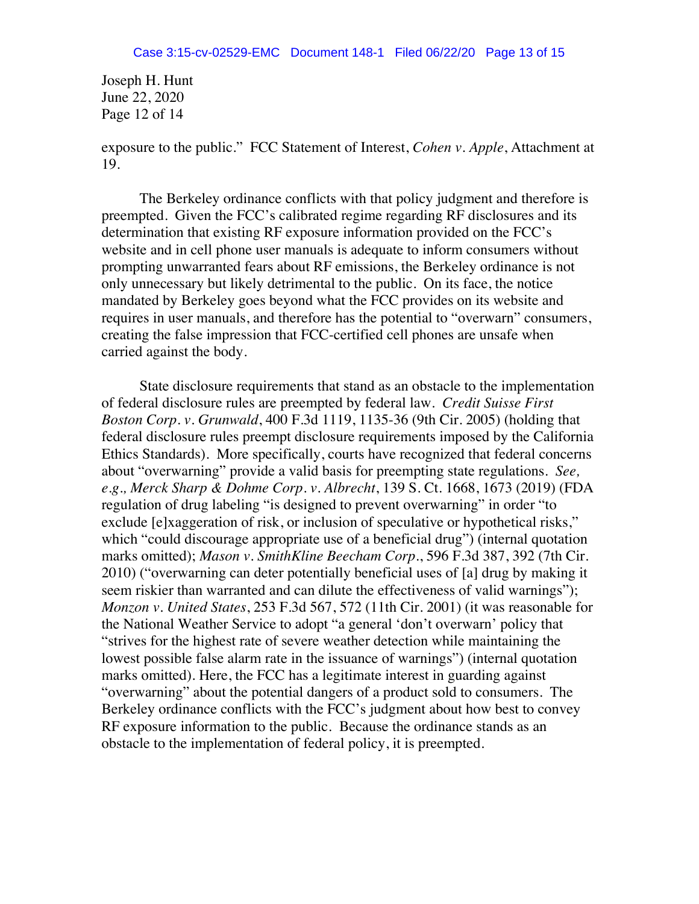exposure to the public." FCC Statement of Interest, *Cohen v. Apple*, Attachment at 19.

The Berkeley ordinance conflicts with that policy judgment and therefore is preempted. Given the FCC's calibrated regime regarding RF disclosures and its determination that existing RF exposure information provided on the FCC's website and in cell phone user manuals is adequate to inform consumers without prompting unwarranted fears about RF emissions, the Berkeley ordinance is not only unnecessary but likely detrimental to the public. On its face, the notice mandated by Berkeley goes beyond what the FCC provides on its website and requires in user manuals, and therefore has the potential to "overwarn" consumers, creating the false impression that FCC-certified cell phones are unsafe when carried against the body.

State disclosure requirements that stand as an obstacle to the implementation of federal disclosure rules are preempted by federal law. *Credit Suisse First Boston Corp. v. Grunwald*, 400 F.3d 1119, 1135-36 (9th Cir. 2005) (holding that federal disclosure rules preempt disclosure requirements imposed by the California Ethics Standards). More specifically, courts have recognized that federal concerns about "overwarning" provide a valid basis for preempting state regulations. *See, e.g., Merck Sharp & Dohme Corp. v. Albrecht*, 139 S. Ct. 1668, 1673 (2019) (FDA regulation of drug labeling "is designed to prevent overwarning" in order "to exclude [e]xaggeration of risk, or inclusion of speculative or hypothetical risks," which "could discourage appropriate use of a beneficial drug") (internal quotation marks omitted); *Mason v. SmithKline Beecham Corp.*, 596 F.3d 387, 392 (7th Cir. 2010) ("overwarning can deter potentially beneficial uses of [a] drug by making it seem riskier than warranted and can dilute the effectiveness of valid warnings"); *Monzon v. United States*, 253 F.3d 567, 572 (11th Cir. 2001) (it was reasonable for the National Weather Service to adopt "a general 'don't overwarn' policy that "strives for the highest rate of severe weather detection while maintaining the lowest possible false alarm rate in the issuance of warnings") (internal quotation marks omitted). Here, the FCC has a legitimate interest in guarding against "overwarning" about the potential dangers of a product sold to consumers. The Berkeley ordinance conflicts with the FCC's judgment about how best to convey RF exposure information to the public. Because the ordinance stands as an obstacle to the implementation of federal policy, it is preempted.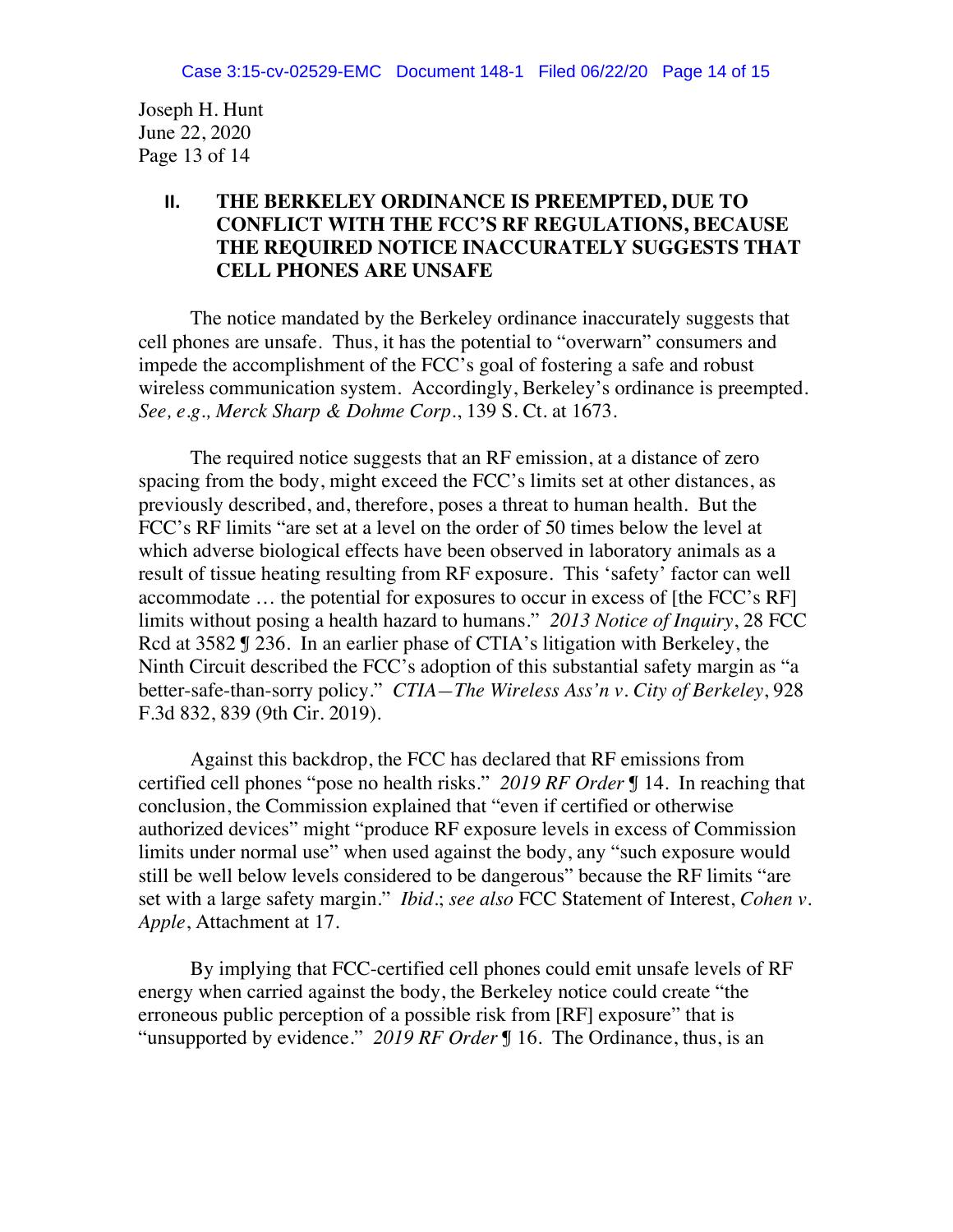## II. THE BERKELEY ORDINANCE IS PREEMPTED, DUE TO CONFLICT WITH THE FCC'S RF REGULATIONS, BECAUSE THE REQUIRED NOTICE INACCURATELY SUGGESTS THAT CELL PHONES ARE UNSAFE

The notice mandated by the Berkeley ordinance inaccurately suggests that cell phones are unsafe. Thus, it has the potential to "overwarn" consumers and impede the accomplishment of the FCC's goal of fostering a safe and robust wireless communication system. Accordingly, Berkeley's ordinance is preempted. *See, e.g., Merck Sharp & Dohme Corp.*, 139 S. Ct. at 1673.

The required notice suggests that an RF emission, at a distance of zero spacing from the body, might exceed the FCC's limits set at other distances, as previously described, and, therefore, poses a threat to human health. But the FCC's RF limits "are set at a level on the order of 50 times below the level at which adverse biological effects have been observed in laboratory animals as a result of tissue heating resulting from RF exposure. This 'safety' factor can well accommodate … the potential for exposures to occur in excess of [the FCC's RF] limits without posing a health hazard to humans." *2013 Notice of Inquiry*, 28 FCC Rcd at 3582 ¶ 236. In an earlier phase of CTIA's litigation with Berkeley, the Ninth Circuit described the FCC's adoption of this substantial safety margin as "a better-safe-than-sorry policy." *CTIA—The Wireless Ass'n v. City of Berkeley*, 928 F.3d 832, 839 (9th Cir. 2019).

Against this backdrop, the FCC has declared that RF emissions from certified cell phones "pose no health risks." *2019 RF Order* ¶ 14. In reaching that conclusion, the Commission explained that "even if certified or otherwise authorized devices" might "produce RF exposure levels in excess of Commission limits under normal use" when used against the body, any "such exposure would still be well below levels considered to be dangerous" because the RF limits "are set with a large safety margin." *Ibid.*; *see also* FCC Statement of Interest, *Cohen v. Apple*, Attachment at 17.

By implying that FCC-certified cell phones could emit unsafe levels of RF energy when carried against the body, the Berkeley notice could create "the erroneous public perception of a possible risk from [RF] exposure" that is "unsupported by evidence." *2019 RF Order* ¶ 16. The Ordinance, thus, is an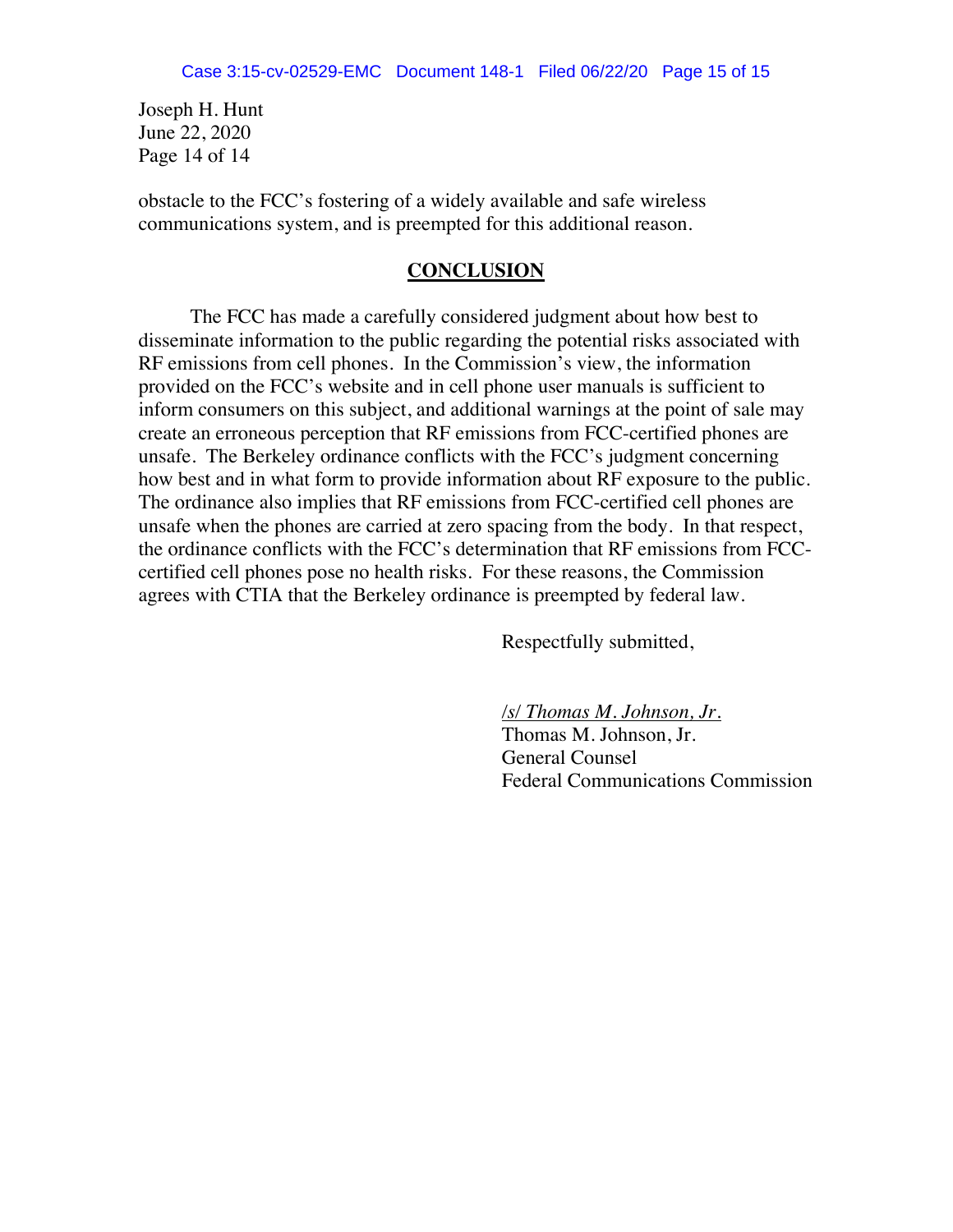obstacle to the FCC's fostering of a widely available and safe wireless communications system, and is preempted for this additional reason.

## CONCLUSION

The FCC has made a carefully considered judgment about how best to disseminate information to the public regarding the potential risks associated with RF emissions from cell phones. In the Commission's view, the information provided on the FCC's website and in cell phone user manuals is sufficient to inform consumers on this subject, and additional warnings at the point of sale may create an erroneous perception that RF emissions from FCC-certified phones are unsafe. The Berkeley ordinance conflicts with the FCC's judgment concerning how best and in what form to provide information about RF exposure to the public. The ordinance also implies that RF emissions from FCC-certified cell phones are unsafe when the phones are carried at zero spacing from the body. In that respect, the ordinance conflicts with the FCC's determination that RF emissions from FCC-certified cell phones pose no health risks. For these reasons, the Commission agrees with CTIA that the Berkeley ordinance is preempted by federal law.

Respectfully submitted,

/s/ *Thomas M. Johnson, Jr.*
Thomas M. Johnson, Jr.
General Counsel
Federal Communications Commission